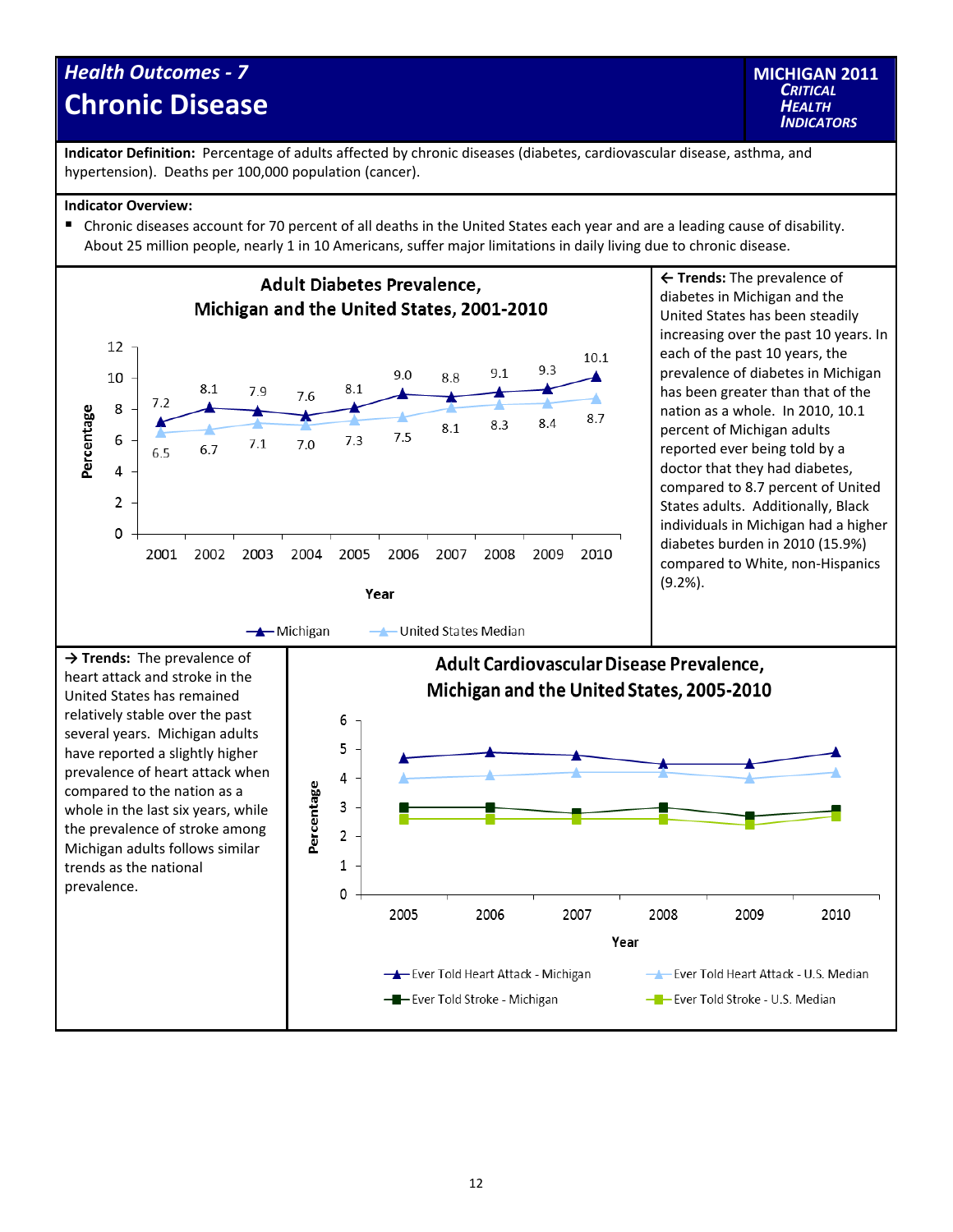# Health Outcomes - 7
# Chronic Disease

**MICHIGAN 2011 *CRITICAL HEALTH INDICATORS***

**Indicator Definition:** Percentage of adults affected by chronic diseases (diabetes, cardiovascular disease, asthma, and hypertension). Deaths per 100,000 population (cancer).

**Indicator Overview:**

- Chronic diseases account for 70 percent of all deaths in the United States each year and are a leading cause of disability. About 25 million people, nearly 1 in 10 Americans, suffer major limitations in daily living due to chronic disease.

**Adult Diabetes Prevalence, Michigan and the United States, 2001-2010**

| Year | Michigan | United States Median |
|---|---|---|
| 2001 | 7.2 | 6.5 |
| 2002 | 8.1 | 6.7 |
| 2003 | 7.9 | 7.1 |
| 2004 | 7.6 | 7.0 |
| 2005 | 8.1 | 7.3 |
| 2006 | 9.0 | 7.5 |
| 2007 | 8.8 | 8.1 |
| 2008 | 9.1 | 8.3 |
| 2009 | 9.3 | 8.4 |
| 2010 | 10.1 | 8.7 |

← **Trends:** The prevalence of diabetes in Michigan and the United States has been steadily increasing over the past 10 years. In each of the past 10 years, the prevalence of diabetes in Michigan has been greater than that of the nation as a whole. In 2010, 10.1 percent of Michigan adults reported ever being told by a doctor that they had diabetes, compared to 8.7 percent of United States adults. Additionally, Black individuals in Michigan had a higher diabetes burden in 2010 (15.9%) compared to White, non-Hispanics (9.2%).

→ **Trends:** The prevalence of heart attack and stroke in the United States has remained relatively stable over the past several years. Michigan adults have reported a slightly higher prevalence of heart attack when compared to the nation as a whole in the last six years, while the prevalence of stroke among Michigan adults follows similar trends as the national prevalence.

**Adult Cardiovascular Disease Prevalence, Michigan and the United States, 2005-2010**

(Chart: Percentage by Year, 2005–2010; series: Ever Told Heart Attack - Michigan, Ever Told Heart Attack - U.S. Median, Ever Told Stroke - Michigan, Ever Told Stroke - U.S. Median)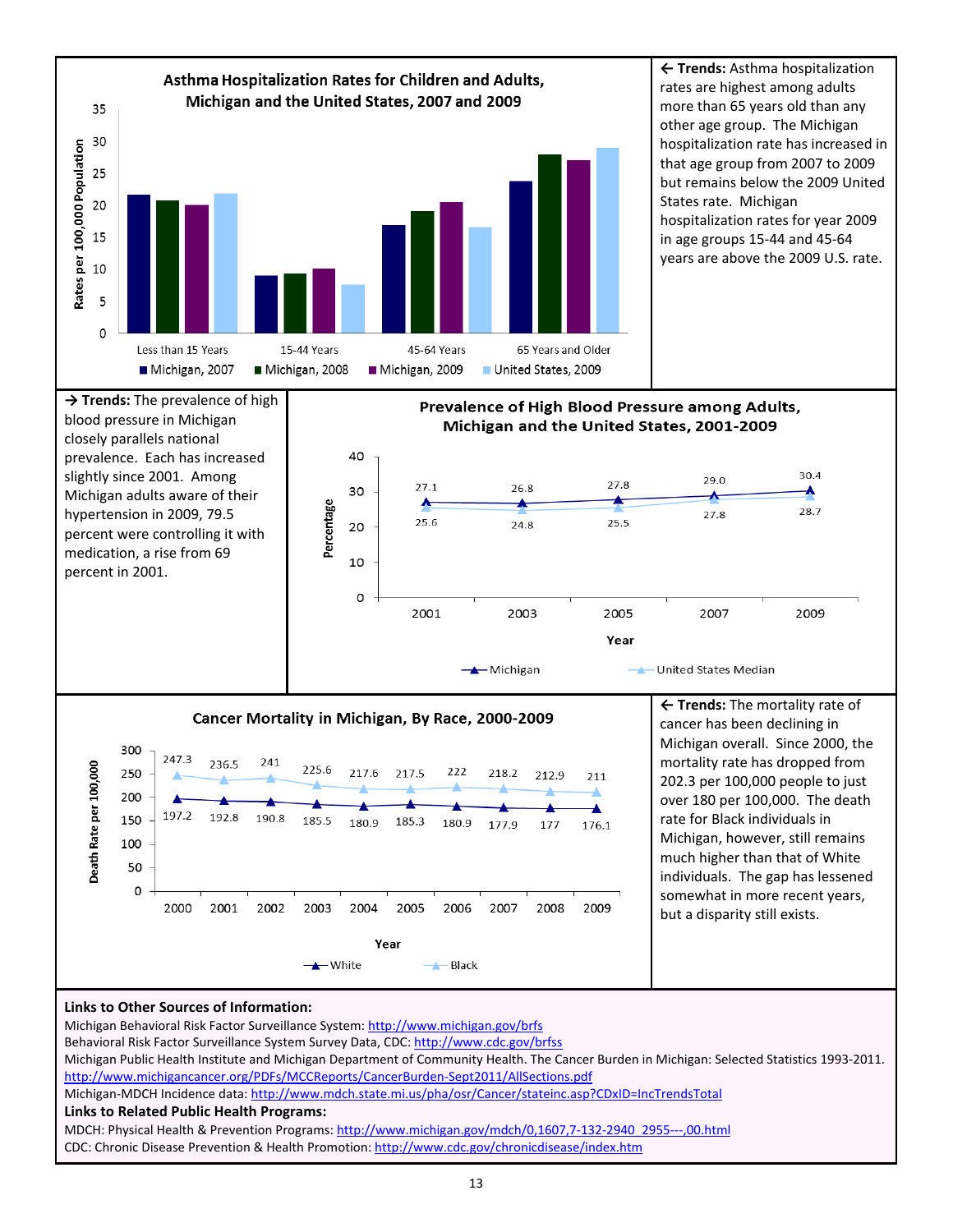## Asthma Hospitalization Rates for Children and Adults, Michigan and the United States, 2007 and 2009

Rates per 100,000 Population

35
30
25
20
15
10
5
0

Less than 15 Years
15-44 Years
45-64 Years
65 Years and Older

Michigan, 2007 | Michigan, 2008 | Michigan, 2009 | United States, 2009

**← Trends:** Asthma hospitalization rates are highest among adults more than 65 years old than any other age group. The Michigan hospitalization rate has increased in that age group from 2007 to 2009 but remains below the 2009 United States rate. Michigan hospitalization rates for year 2009 in age groups 15-44 and 45-64 years are above the 2009 U.S. rate.

**→ Trends:** The prevalence of high blood pressure in Michigan closely parallels national prevalence. Each has increased slightly since 2001. Among Michigan adults aware of their hypertension in 2009, 79.5 percent were controlling it with medication, a rise from 69 percent in 2001.

## Prevalence of High Blood Pressure among Adults, Michigan and the United States, 2001-2009

Percentage

40
30
20
10
0

27.1
26.8
27.8
29.0
30.4

25.6
24.8
25.5
27.8
28.7

2001
2003
2005
2007
2009

Year

Michigan | United States Median

## Cancer Mortality in Michigan, By Race, 2000-2009

Death Rate per 100,000

300
250
200
150
100
50
0

247.3
236.5
241
225.6
217.6
217.5
222
218.2
212.9
211

197.2
192.8
190.8
185.5
180.9
185.3
180.9
177.9
177
176.1

2000
2001
2002
2003
2004
2005
2006
2007
2008
2009

Year

White | Black

**← Trends:** The mortality rate of cancer has been declining in Michigan overall. Since 2000, the mortality rate has dropped from 202.3 per 100,000 people to just over 180 per 100,000. The death rate for Black individuals in Michigan, however, still remains much higher than that of White individuals. The gap has lessened somewhat in more recent years, but a disparity still exists.

**Links to Other Sources of Information:**

Michigan Behavioral Risk Factor Surveillance System: http://www.michigan.gov/brfs
Behavioral Risk Factor Surveillance System Survey Data, CDC: http://www.cdc.gov/brfss
Michigan Public Health Institute and Michigan Department of Community Health. The Cancer Burden in Michigan: Selected Statistics 1993-2011. http://www.michigancancer.org/PDFs/MCCReports/CancerBurden-Sept2011/AllSections.pdf
Michigan-MDCH Incidence data: http://www.mdch.state.mi.us/pha/osr/Cancer/stateinc.asp?CDxID=IncTrendsTotal

**Links to Related Public Health Programs:**

MDCH: Physical Health & Prevention Programs: http://www.michigan.gov/mdch/0,1607,7-132-2940_2955---,00.html
CDC: Chronic Disease Prevention & Health Promotion: http://www.cdc.gov/chronicdisease/index.htm